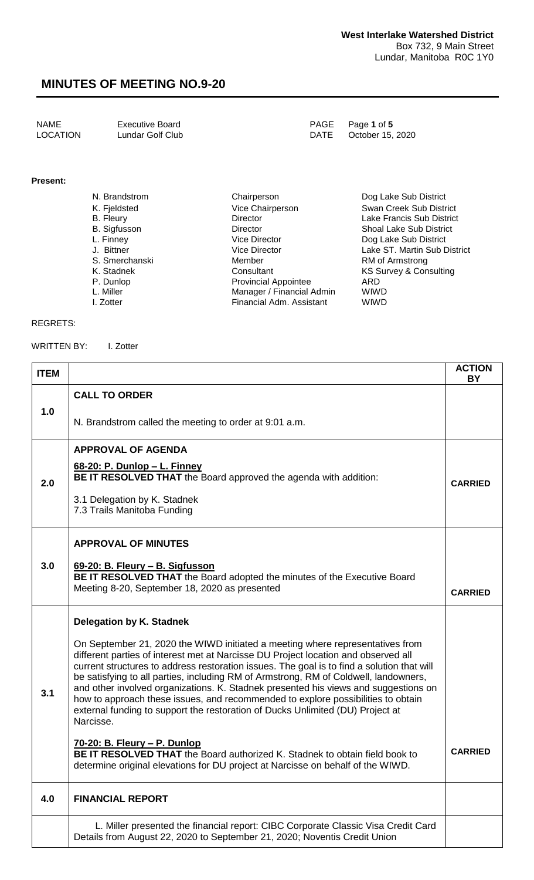**West Interlake Watershed District**
Box 732, 9 Main Street
Lundar, Manitoba R0C 1Y0

# MINUTES OF MEETING NO.9-20

| | | | |
|---|---|---|---|
| NAME | Executive Board | PAGE | Page **1** of **5** |
| LOCATION | Lundar Golf Club | DATE | October 15, 2020 |

**Present:**

| | | |
|---|---|---|
| N. Brandstrom | Chairperson | Dog Lake Sub District |
| K. Fjeldsted | Vice Chairperson | Swan Creek Sub District |
| B. Fleury | Director | Lake Francis Sub District |
| B. Sigfusson | Director | Shoal Lake Sub District |
| L. Finney | Vice Director | Dog Lake Sub District |
| J. Bittner | Vice Director | Lake ST. Martin Sub District |
| S. Smerchanski | Member | RM of Armstrong |
| K. Stadnek | Consultant | KS Survey & Consulting |
| P. Dunlop | Provincial Appointee | ARD |
| L. Miller | Manager / Financial Admin | WIWD |
| I. Zotter | Financial Adm. Assistant | WIWD |

REGRETS:

WRITTEN BY: I. Zotter

| ITEM | | ACTION BY |
|---|---|---|
| 1.0 | **CALL TO ORDER**<br><br>N. Brandstrom called the meeting to order at 9:01 a.m. | |
| 2.0 | **APPROVAL OF AGENDA**<br><br>**68-20: P. Dunlop – L. Finney**<br>**BE IT RESOLVED THAT** the Board approved the agenda with addition:<br><br>3.1 Delegation by K. Stadnek<br>7.3 Trails Manitoba Funding | **CARRIED** |
| 3.0 | **APPROVAL OF MINUTES**<br><br>**69-20: B. Fleury – B. Sigfusson**<br>**BE IT RESOLVED THAT** the Board adopted the minutes of the Executive Board Meeting 8-20, September 18, 2020 as presented | **CARRIED** |
| 3.1 | **Delegation by K. Stadnek**<br><br>On September 21, 2020 the WIWD initiated a meeting where representatives from different parties of interest met at Narcisse DU Project location and observed all current structures to address restoration issues. The goal is to find a solution that will be satisfying to all parties, including RM of Armstrong, RM of Coldwell, landowners, and other involved organizations. K. Stadnek presented his views and suggestions on how to approach these issues, and recommended to explore possibilities to obtain external funding to support the restoration of Ducks Unlimited (DU) Project at Narcisse.<br><br>**70-20: B. Fleury – P. Dunlop**<br>**BE IT RESOLVED THAT** the Board authorized K. Stadnek to obtain field book to determine original elevations for DU project at Narcisse on behalf of the WIWD. | **CARRIED** |
| 4.0 | **FINANCIAL REPORT** | |
| | L. Miller presented the financial report: CIBC Corporate Classic Visa Credit Card Details from August 22, 2020 to September 21, 2020; Noventis Credit Union | |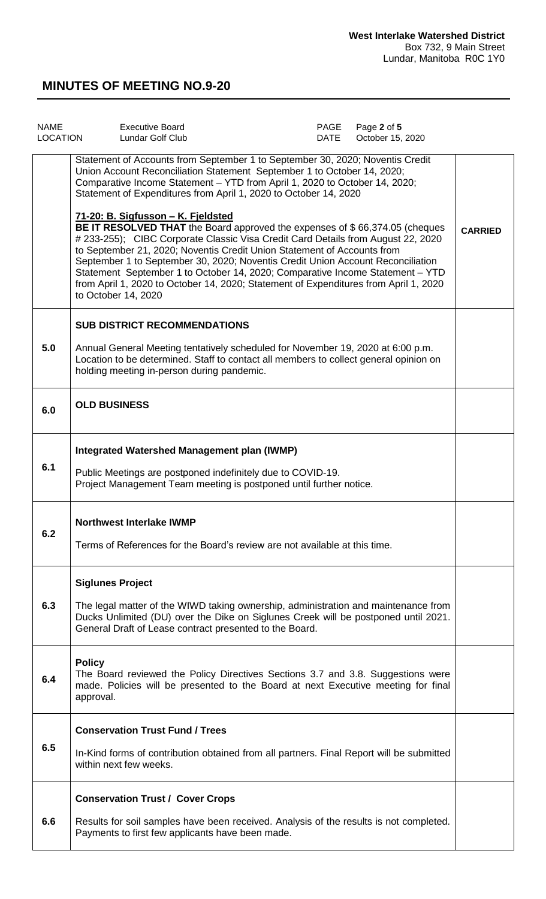**West Interlake Watershed District**
Box 732, 9 Main Street
Lundar, Manitoba R0C 1Y0

# MINUTES OF MEETING NO.9-20

| NAME | Executive Board | PAGE | Page **2** of **5** |
|---|---|---|---|
| LOCATION | Lundar Golf Club | DATE | October 15, 2020 |

| | | |
|---|---|---|
| | Statement of Accounts from September 1 to September 30, 2020; Noventis Credit Union Account Reconciliation Statement September 1 to October 14, 2020; Comparative Income Statement – YTD from April 1, 2020 to October 14, 2020; Statement of Expenditures from April 1, 2020 to October 14, 2020<br><br>**71-20: B. Sigfusson – K. Fjeldsted**<br>**BE IT RESOLVED THAT** the Board approved the expenses of $ 66,374.05 (cheques # 233-255); CIBC Corporate Classic Visa Credit Card Details from August 22, 2020 to September 21, 2020; Noventis Credit Union Statement of Accounts from September 1 to September 30, 2020; Noventis Credit Union Account Reconciliation Statement September 1 to October 14, 2020; Comparative Income Statement – YTD from April 1, 2020 to October 14, 2020; Statement of Expenditures from April 1, 2020 to October 14, 2020 | **CARRIED** |
| **5.0** | **SUB DISTRICT RECOMMENDATIONS**<br><br>Annual General Meeting tentatively scheduled for November 19, 2020 at 6:00 p.m. Location to be determined. Staff to contact all members to collect general opinion on holding meeting in-person during pandemic. | |
| **6.0** | **OLD BUSINESS** | |
| **6.1** | **Integrated Watershed Management plan (IWMP)**<br><br>Public Meetings are postponed indefinitely due to COVID-19.<br>Project Management Team meeting is postponed until further notice. | |
| **6.2** | **Northwest Interlake IWMP**<br><br>Terms of References for the Board's review are not available at this time. | |
| **6.3** | **Siglunes Project**<br><br>The legal matter of the WIWD taking ownership, administration and maintenance from Ducks Unlimited (DU) over the Dike on Siglunes Creek will be postponed until 2021. General Draft of Lease contract presented to the Board. | |
| **6.4** | **Policy**<br>The Board reviewed the Policy Directives Sections 3.7 and 3.8. Suggestions were made. Policies will be presented to the Board at next Executive meeting for final approval. | |
| **6.5** | **Conservation Trust Fund / Trees**<br><br>In-Kind forms of contribution obtained from all partners. Final Report will be submitted within next few weeks. | |
| **6.6** | **Conservation Trust / Cover Crops**<br><br>Results for soil samples have been received. Analysis of the results is not completed. Payments to first few applicants have been made. | |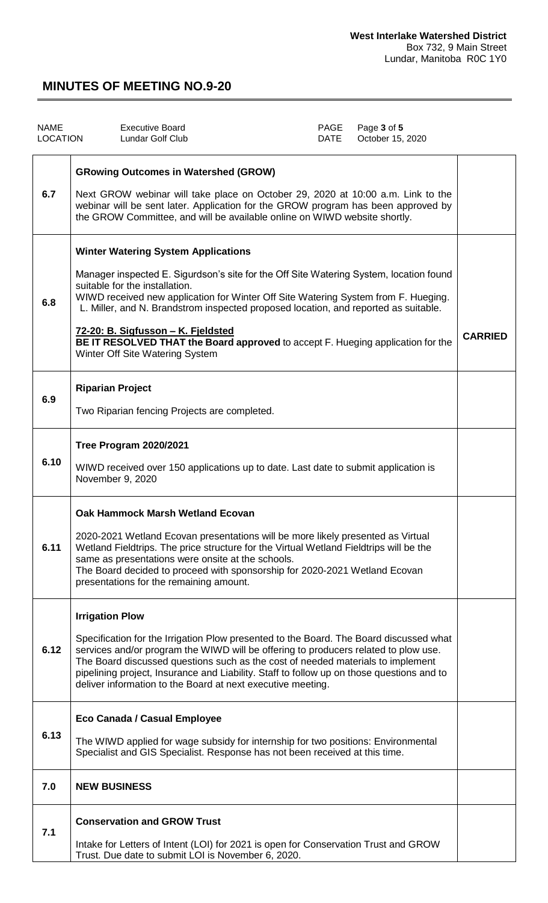| | | |
|---|---|---|
| **6.7** | **GRowing Outcomes in Watershed (GROW)**<br><br>Next GROW webinar will take place on October 29, 2020 at 10:00 a.m. Link to the webinar will be sent later. Application for the GROW program has been approved by the GROW Committee, and will be available online on WIWD website shortly. | |
| **6.8** | **Winter Watering System Applications**<br><br>Manager inspected E. Sigurdson's site for the Off Site Watering System, location found suitable for the installation.<br>WIWD received new application for Winter Off Site Watering System from F. Hueging. L. Miller, and N. Brandstrom inspected proposed location, and reported as suitable.<br><br>**72-20: B. Sigfusson – K. Fjeldsted**<br>**BE IT RESOLVED THAT the Board approved** to accept F. Hueging application for the Winter Off Site Watering System | **CARRIED** |
| **6.9** | **Riparian Project**<br><br>Two Riparian fencing Projects are completed. | |
| **6.10** | **Tree Program 2020/2021**<br><br>WIWD received over 150 applications up to date. Last date to submit application is November 9, 2020 | |
| **6.11** | **Oak Hammock Marsh Wetland Ecovan**<br><br>2020-2021 Wetland Ecovan presentations will be more likely presented as Virtual Wetland Fieldtrips. The price structure for the Virtual Wetland Fieldtrips will be the same as presentations were onsite at the schools.<br>The Board decided to proceed with sponsorship for 2020-2021 Wetland Ecovan presentations for the remaining amount. | |
| **6.12** | **Irrigation Plow**<br><br>Specification for the Irrigation Plow presented to the Board. The Board discussed what services and/or program the WIWD will be offering to producers related to plow use. The Board discussed questions such as the cost of needed materials to implement pipelining project, Insurance and Liability. Staff to follow up on those questions and to deliver information to the Board at next executive meeting. | |
| **6.13** | **Eco Canada / Casual Employee**<br><br>The WIWD applied for wage subsidy for internship for two positions: Environmental Specialist and GIS Specialist. Response has not been received at this time. | |
| **7.0** | **NEW BUSINESS** | |
| **7.1** | **Conservation and GROW Trust**<br><br>Intake for Letters of Intent (LOI) for 2021 is open for Conservation Trust and GROW Trust. Due date to submit LOI is November 6, 2020. | |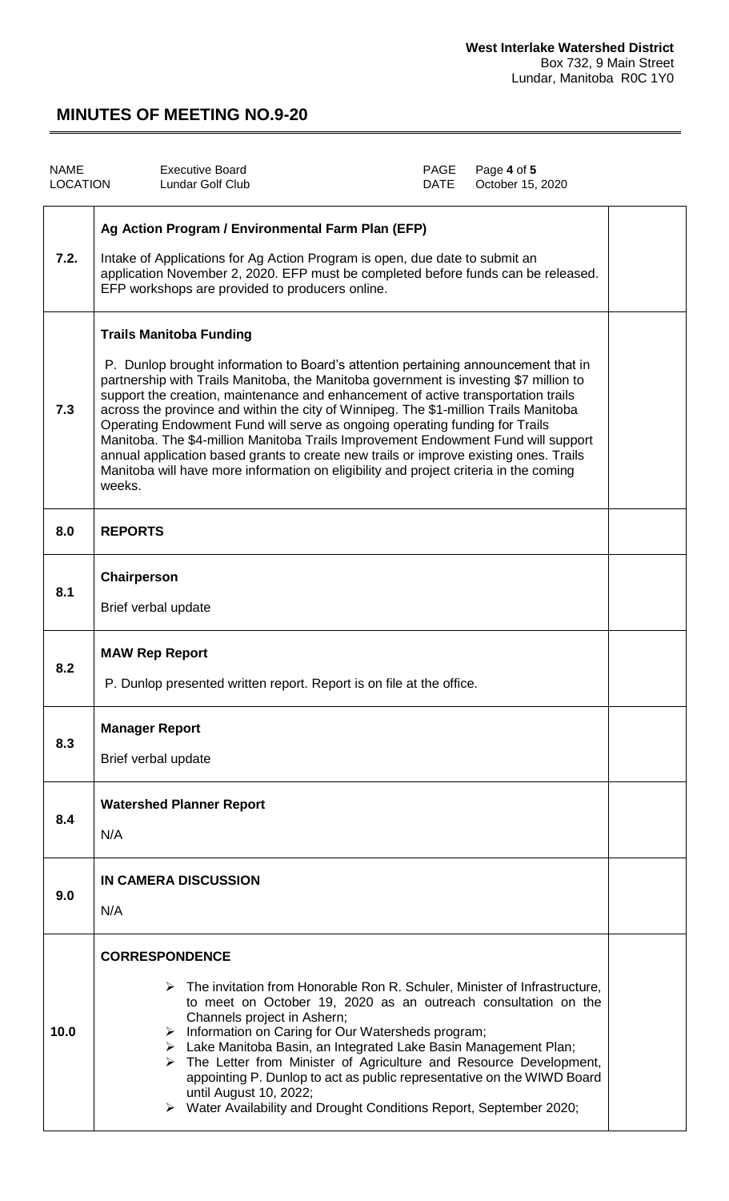**West Interlake Watershed District**
Box 732, 9 Main Street
Lundar, Manitoba R0C 1Y0

# MINUTES OF MEETING NO.9-20

| NAME | Executive Board | PAGE | Page **4** of **5** |
|---|---|---|---|
| LOCATION | Lundar Golf Club | DATE | October 15, 2020 |

| | | |
|---|---|---|
| **7.2.** | **Ag Action Program / Environmental Farm Plan (EFP)**<br><br>Intake of Applications for Ag Action Program is open, due date to submit an application November 2, 2020. EFP must be completed before funds can be released. EFP workshops are provided to producers online. | |
| **7.3** | **Trails Manitoba Funding**<br><br>P. Dunlop brought information to Board's attention pertaining announcement that in partnership with Trails Manitoba, the Manitoba government is investing $7 million to support the creation, maintenance and enhancement of active transportation trails across the province and within the city of Winnipeg. The $1-million Trails Manitoba Operating Endowment Fund will serve as ongoing operating funding for Trails Manitoba. The $4-million Manitoba Trails Improvement Endowment Fund will support annual application based grants to create new trails or improve existing ones. Trails Manitoba will have more information on eligibility and project criteria in the coming weeks. | |
| **8.0** | **REPORTS** | |
| **8.1** | **Chairperson**<br><br>Brief verbal update | |
| **8.2** | **MAW Rep Report**<br><br>P. Dunlop presented written report. Report is on file at the office. | |
| **8.3** | **Manager Report**<br><br>Brief verbal update | |
| **8.4** | **Watershed Planner Report**<br><br>N/A | |
| **9.0** | **IN CAMERA DISCUSSION**<br><br>N/A | |
| **10.0** | **CORRESPONDENCE**<br><br>➢ The invitation from Honorable Ron R. Schuler, Minister of Infrastructure, to meet on October 19, 2020 as an outreach consultation on the Channels project in Ashern;<br>➢ Information on Caring for Our Watersheds program;<br>➢ Lake Manitoba Basin, an Integrated Lake Basin Management Plan;<br>➢ The Letter from Minister of Agriculture and Resource Development, appointing P. Dunlop to act as public representative on the WIWD Board until August 10, 2022;<br>➢ Water Availability and Drought Conditions Report, September 2020; | |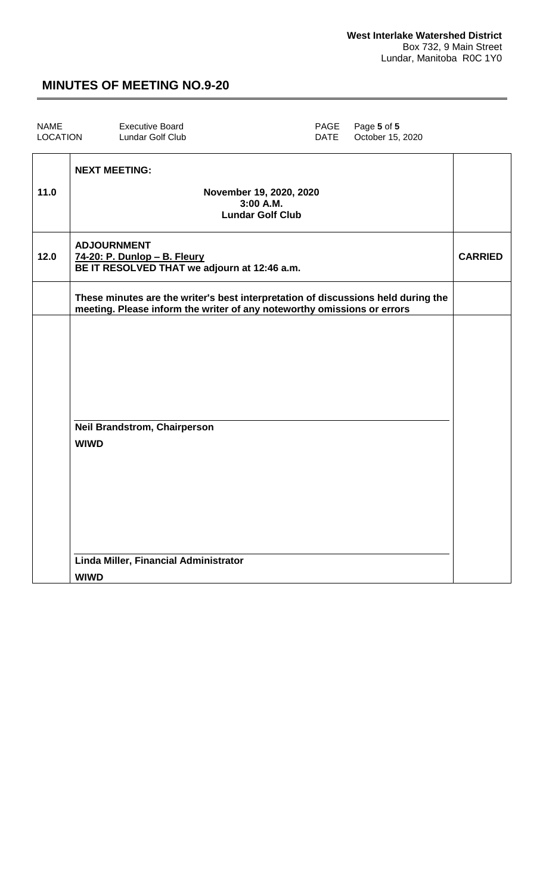**West Interlake Watershed District**
Box 732, 9 Main Street
Lundar, Manitoba R0C 1Y0

## MINUTES OF MEETING NO.9-20

| | | | |
|---|---|---|---|
| NAME | Executive Board | PAGE | Page **5** of **5** |
| LOCATION | Lundar Golf Club | DATE | October 15, 2020 |

| | | |
|---|---|---|
| **11.0** | **NEXT MEETING:**<br><br>**November 19, 2020, 2020**<br>**3:00 A.M.**<br>**Lundar Golf Club** | |
| **12.0** | **ADJOURNMENT**<br>**74-20: P. Dunlop – B. Fleury**<br>**BE IT RESOLVED THAT we adjourn at 12:46 a.m.** | **CARRIED** |
| | **These minutes are the writer's best interpretation of discussions held during the meeting. Please inform the writer of any noteworthy omissions or errors** | |
| | **Neil Brandstrom, Chairperson**<br>**WIWD**<br><br>**Linda Miller, Financial Administrator**<br>**WIWD** | |